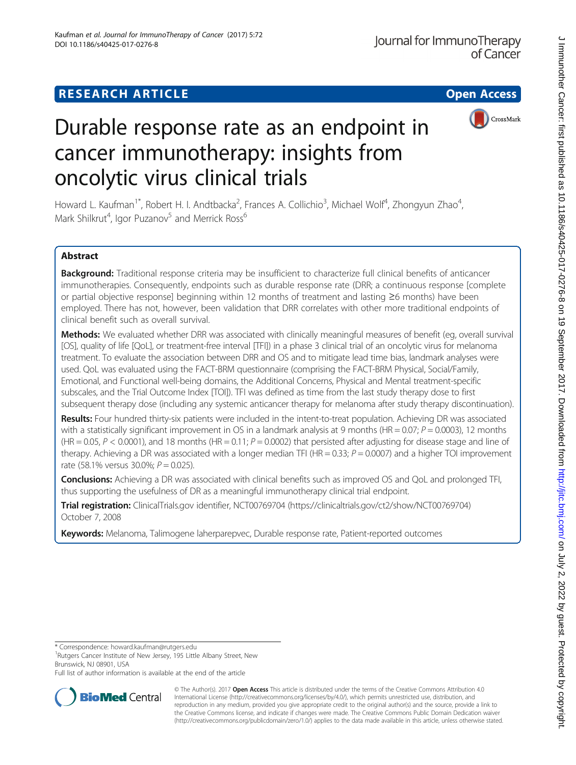RESEARCH ARTICLE

Open Access

# Durable response rate as an endpoint in cancer immunotherapy: insights from oncolytic virus clinical trials

Howard L. Kaufman[1*], Robert H. I. Andtbacka[2], Frances A. Collichio[3], Michael Wolf[4], Zhongyun Zhao[4], Mark Shilkrut[4], Igor Puzanov[5] and Merrick Ross[6]

## Abstract

**Background:** Traditional response criteria may be insufficient to characterize full clinical benefits of anticancer immunotherapies. Consequently, endpoints such as durable response rate (DRR; a continuous response [complete or partial objective response] beginning within 12 months of treatment and lasting ≥6 months) have been employed. There has not, however, been validation that DRR correlates with other more traditional endpoints of clinical benefit such as overall survival.

**Methods:** We evaluated whether DRR was associated with clinically meaningful measures of benefit (eg, overall survival [OS], quality of life [QoL], or treatment-free interval [TFI]) in a phase 3 clinical trial of an oncolytic virus for melanoma treatment. To evaluate the association between DRR and OS and to mitigate lead time bias, landmark analyses were used. QoL was evaluated using the FACT-BRM questionnaire (comprising the FACT-BRM Physical, Social/Family, Emotional, and Functional well-being domains, the Additional Concerns, Physical and Mental treatment-specific subscales, and the Trial Outcome Index [TOI]). TFI was defined as time from the last study therapy dose to first subsequent therapy dose (including any systemic anticancer therapy for melanoma after study therapy discontinuation).

**Results:** Four hundred thirty-six patients were included in the intent-to-treat population. Achieving DR was associated with a statistically significant improvement in OS in a landmark analysis at 9 months (HR = 0.07; $P = 0.0003$), 12 months (HR = 0.05, $P < 0.0001$), and 18 months (HR = 0.11; $P = 0.0002$) that persisted after adjusting for disease stage and line of therapy. Achieving a DR was associated with a longer median TFI (HR = 0.33; $P = 0.0007$) and a higher TOI improvement rate (58.1% versus 30.0%; $P = 0.025$).

**Conclusions:** Achieving a DR was associated with clinical benefits such as improved OS and QoL and prolonged TFI, thus supporting the usefulness of DR as a meaningful immunotherapy clinical trial endpoint.

**Trial registration:** ClinicalTrials.gov identifier, NCT00769704 (https://clinicaltrials.gov/ct2/show/NCT00769704) October 7, 2008

**Keywords:** Melanoma, Talimogene laherparepvec, Durable response rate, Patient-reported outcomes

---

* Correspondence: howard.kaufman@rutgers.edu
[1]Rutgers Cancer Institute of New Jersey, 195 Little Albany Street, New Brunswick, NJ 08901, USA
Full list of author information is available at the end of the article

© The Author(s). 2017 **Open Access** This article is distributed under the terms of the Creative Commons Attribution 4.0 International License (http://creativecommons.org/licenses/by/4.0/), which permits unrestricted use, distribution, and reproduction in any medium, provided you give appropriate credit to the original author(s) and the source, provide a link to the Creative Commons license, and indicate if changes were made. The Creative Commons Public Domain Dedication waiver (http://creativecommons.org/publicdomain/zero/1.0/) applies to the data made available in this article, unless otherwise stated.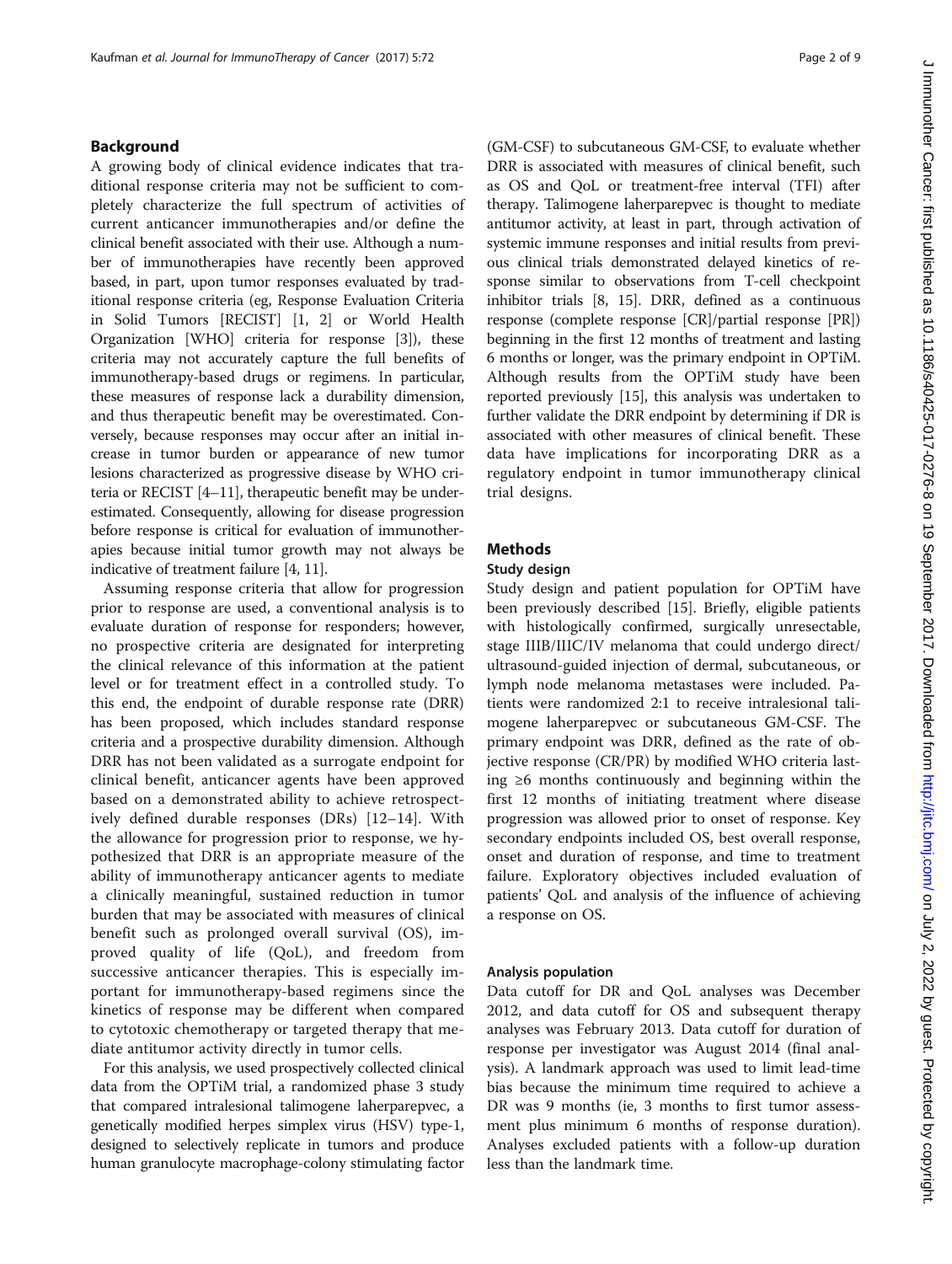## Background

A growing body of clinical evidence indicates that traditional response criteria may not be sufficient to completely characterize the full spectrum of activities of current anticancer immunotherapies and/or define the clinical benefit associated with their use. Although a number of immunotherapies have recently been approved based, in part, upon tumor responses evaluated by traditional response criteria (eg, Response Evaluation Criteria in Solid Tumors [RECIST] [1, 2] or World Health Organization [WHO] criteria for response [3]), these criteria may not accurately capture the full benefits of immunotherapy-based drugs or regimens. In particular, these measures of response lack a durability dimension, and thus therapeutic benefit may be overestimated. Conversely, because responses may occur after an initial increase in tumor burden or appearance of new tumor lesions characterized as progressive disease by WHO criteria or RECIST [4–11], therapeutic benefit may be underestimated. Consequently, allowing for disease progression before response is critical for evaluation of immunotherapies because initial tumor growth may not always be indicative of treatment failure [4, 11].

Assuming response criteria that allow for progression prior to response are used, a conventional analysis is to evaluate duration of response for responders; however, no prospective criteria are designated for interpreting the clinical relevance of this information at the patient level or for treatment effect in a controlled study. To this end, the endpoint of durable response rate (DRR) has been proposed, which includes standard response criteria and a prospective durability dimension. Although DRR has not been validated as a surrogate endpoint for clinical benefit, anticancer agents have been approved based on a demonstrated ability to achieve retrospectively defined durable responses (DRs) [12–14]. With the allowance for progression prior to response, we hypothesized that DRR is an appropriate measure of the ability of immunotherapy anticancer agents to mediate a clinically meaningful, sustained reduction in tumor burden that may be associated with measures of clinical benefit such as prolonged overall survival (OS), improved quality of life (QoL), and freedom from successive anticancer therapies. This is especially important for immunotherapy-based regimens since the kinetics of response may be different when compared to cytotoxic chemotherapy or targeted therapy that mediate antitumor activity directly in tumor cells.

For this analysis, we used prospectively collected clinical data from the OPTiM trial, a randomized phase 3 study that compared intralesional talimogene laherparepvec, a genetically modified herpes simplex virus (HSV) type-1, designed to selectively replicate in tumors and produce human granulocyte macrophage-colony stimulating factor (GM-CSF) to subcutaneous GM-CSF, to evaluate whether DRR is associated with measures of clinical benefit, such as OS and QoL or treatment-free interval (TFI) after therapy. Talimogene laherparepvec is thought to mediate antitumor activity, at least in part, through activation of systemic immune responses and initial results from previous clinical trials demonstrated delayed kinetics of response similar to observations from T-cell checkpoint inhibitor trials [8, 15]. DRR, defined as a continuous response (complete response [CR]/partial response [PR]) beginning in the first 12 months of treatment and lasting 6 months or longer, was the primary endpoint in OPTiM. Although results from the OPTiM study have been reported previously [15], this analysis was undertaken to further validate the DRR endpoint by determining if DR is associated with other measures of clinical benefit. These data have implications for incorporating DRR as a regulatory endpoint in tumor immunotherapy clinical trial designs.

## Methods

### Study design

Study design and patient population for OPTiM have been previously described [15]. Briefly, eligible patients with histologically confirmed, surgically unresectable, stage IIIB/IIIC/IV melanoma that could undergo direct/ultrasound-guided injection of dermal, subcutaneous, or lymph node melanoma metastases were included. Patients were randomized 2:1 to receive intralesional talimogene laherparepvec or subcutaneous GM-CSF. The primary endpoint was DRR, defined as the rate of objective response (CR/PR) by modified WHO criteria lasting ≥6 months continuously and beginning within the first 12 months of initiating treatment where disease progression was allowed prior to onset of response. Key secondary endpoints included OS, best overall response, onset and duration of response, and time to treatment failure. Exploratory objectives included evaluation of patients' QoL and analysis of the influence of achieving a response on OS.

### Analysis population

Data cutoff for DR and QoL analyses was December 2012, and data cutoff for OS and subsequent therapy analyses was February 2013. Data cutoff for duration of response per investigator was August 2014 (final analysis). A landmark approach was used to limit lead-time bias because the minimum time required to achieve a DR was 9 months (ie, 3 months to first tumor assessment plus minimum 6 months of response duration). Analyses excluded patients with a follow-up duration less than the landmark time.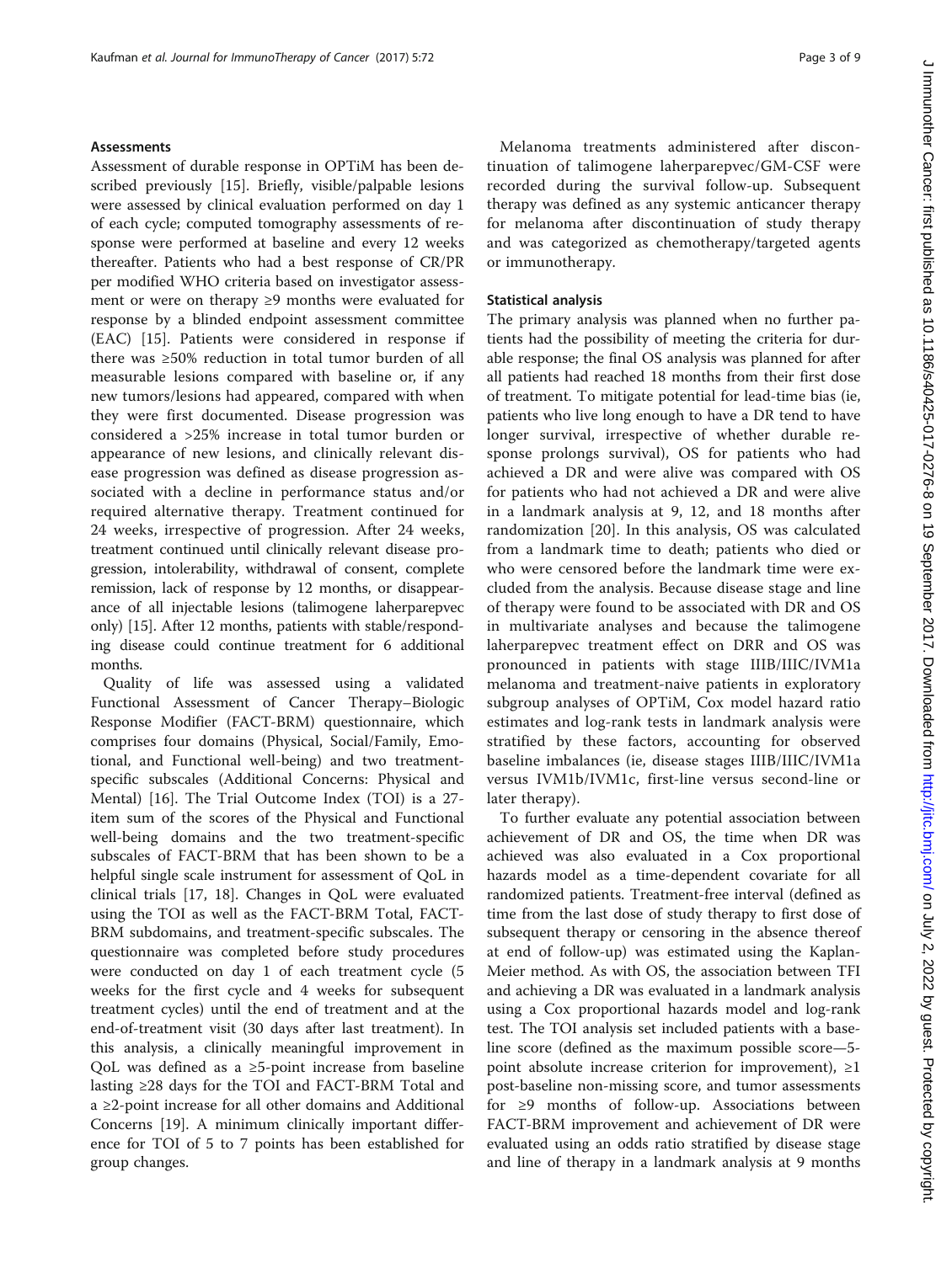### Assessments

Assessment of durable response in OPTiM has been described previously [15]. Briefly, visible/palpable lesions were assessed by clinical evaluation performed on day 1 of each cycle; computed tomography assessments of response were performed at baseline and every 12 weeks thereafter. Patients who had a best response of CR/PR per modified WHO criteria based on investigator assessment or were on therapy ≥9 months were evaluated for response by a blinded endpoint assessment committee (EAC) [15]. Patients were considered in response if there was ≥50% reduction in total tumor burden of all measurable lesions compared with baseline or, if any new tumors/lesions had appeared, compared with when they were first documented. Disease progression was considered a >25% increase in total tumor burden or appearance of new lesions, and clinically relevant disease progression was defined as disease progression associated with a decline in performance status and/or required alternative therapy. Treatment continued for 24 weeks, irrespective of progression. After 24 weeks, treatment continued until clinically relevant disease progression, intolerability, withdrawal of consent, complete remission, lack of response by 12 months, or disappearance of all injectable lesions (talimogene laherparepvec only) [15]. After 12 months, patients with stable/responding disease could continue treatment for 6 additional months.

Quality of life was assessed using a validated Functional Assessment of Cancer Therapy–Biologic Response Modifier (FACT-BRM) questionnaire, which comprises four domains (Physical, Social/Family, Emotional, and Functional well-being) and two treatment-specific subscales (Additional Concerns: Physical and Mental) [16]. The Trial Outcome Index (TOI) is a 27-item sum of the scores of the Physical and Functional well-being domains and the two treatment-specific subscales of FACT-BRM that has been shown to be a helpful single scale instrument for assessment of QoL in clinical trials [17, 18]. Changes in QoL were evaluated using the TOI as well as the FACT-BRM Total, FACT-BRM subdomains, and treatment-specific subscales. The questionnaire was completed before study procedures were conducted on day 1 of each treatment cycle (5 weeks for the first cycle and 4 weeks for subsequent treatment cycles) until the end of treatment and at the end-of-treatment visit (30 days after last treatment). In this analysis, a clinically meaningful improvement in QoL was defined as a ≥5-point increase from baseline lasting ≥28 days for the TOI and FACT-BRM Total and a ≥2-point increase for all other domains and Additional Concerns [19]. A minimum clinically important difference for TOI of 5 to 7 points has been established for group changes.

Melanoma treatments administered after discontinuation of talimogene laherparepvec/GM-CSF were recorded during the survival follow-up. Subsequent therapy was defined as any systemic anticancer therapy for melanoma after discontinuation of study therapy and was categorized as chemotherapy/targeted agents or immunotherapy.

### Statistical analysis

The primary analysis was planned when no further patients had the possibility of meeting the criteria for durable response; the final OS analysis was planned for after all patients had reached 18 months from their first dose of treatment. To mitigate potential for lead-time bias (ie, patients who live long enough to have a DR tend to have longer survival, irrespective of whether durable response prolongs survival), OS for patients who had achieved a DR and were alive was compared with OS for patients who had not achieved a DR and were alive in a landmark analysis at 9, 12, and 18 months after randomization [20]. In this analysis, OS was calculated from a landmark time to death; patients who died or who were censored before the landmark time were excluded from the analysis. Because disease stage and line of therapy were found to be associated with DR and OS in multivariate analyses and because the talimogene laherparepvec treatment effect on DRR and OS was pronounced in patients with stage IIIB/IIIC/IVM1a melanoma and treatment-naive patients in exploratory subgroup analyses of OPTiM, Cox model hazard ratio estimates and log-rank tests in landmark analysis were stratified by these factors, accounting for observed baseline imbalances (ie, disease stages IIIB/IIIC/IVM1a versus IVM1b/IVM1c, first-line versus second-line or later therapy).

To further evaluate any potential association between achievement of DR and OS, the time when DR was achieved was also evaluated in a Cox proportional hazards model as a time-dependent covariate for all randomized patients. Treatment-free interval (defined as time from the last dose of study therapy to first dose of subsequent therapy or censoring in the absence thereof at end of follow-up) was estimated using the Kaplan-Meier method. As with OS, the association between TFI and achieving a DR was evaluated in a landmark analysis using a Cox proportional hazards model and log-rank test. The TOI analysis set included patients with a baseline score (defined as the maximum possible score—5-point absolute increase criterion for improvement), ≥1 post-baseline non-missing score, and tumor assessments for ≥9 months of follow-up. Associations between FACT-BRM improvement and achievement of DR were evaluated using an odds ratio stratified by disease stage and line of therapy in a landmark analysis at 9 months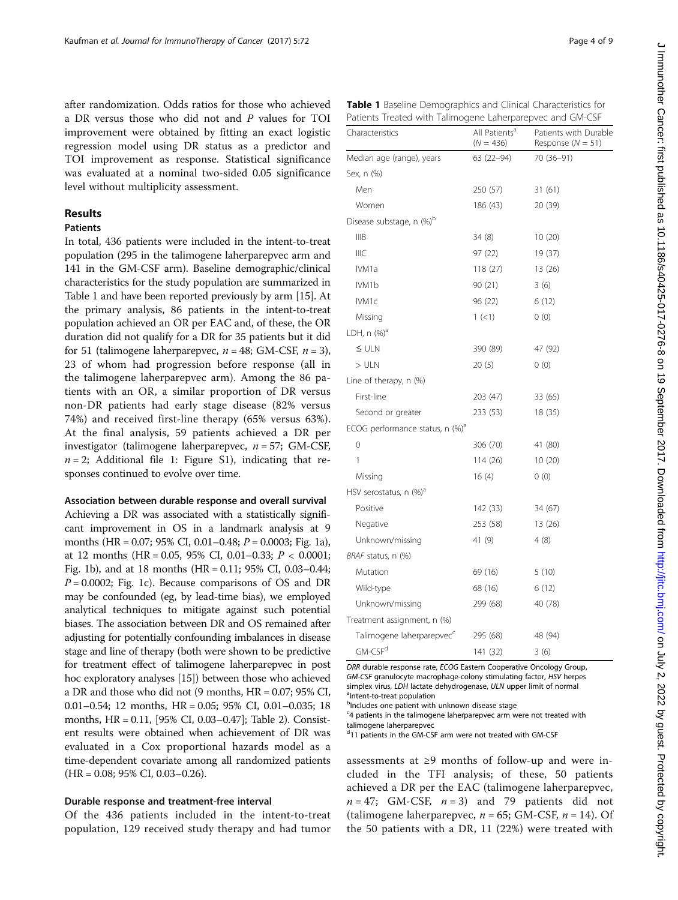after randomization. Odds ratios for those who achieved a DR versus those who did not and *P* values for TOI improvement were obtained by fitting an exact logistic regression model using DR status as a predictor and TOI improvement as response. Statistical significance was evaluated at a nominal two-sided 0.05 significance level without multiplicity assessment.

## Results

### Patients

In total, 436 patients were included in the intent-to-treat population (295 in the talimogene laherparepvec arm and 141 in the GM-CSF arm). Baseline demographic/clinical characteristics for the study population are summarized in Table 1 and have been reported previously by arm [15]. At the primary analysis, 86 patients in the intent-to-treat population achieved an OR per EAC and, of these, the OR duration did not qualify for a DR for 35 patients but it did for 51 (talimogene laherparepvec, $n = 48$; GM-CSF, $n = 3$), 23 of whom had progression before response (all in the talimogene laherparepvec arm). Among the 86 patients with an OR, a similar proportion of DR versus non-DR patients had early stage disease (82% versus 74%) and received first-line therapy (65% versus 63%). At the final analysis, 59 patients achieved a DR per investigator (talimogene laherparepvec, $n = 57$; GM-CSF, $n = 2$; Additional file 1: Figure S1), indicating that responses continued to evolve over time.

**Table 1** Baseline Demographics and Clinical Characteristics for Patients Treated with Talimogene Laherparepvec and GM-CSF

| Characteristics | All Patients[a] ($N = 436$) | Patients with Durable Response ($N = 51$) |
|---|---|---|
| Median age (range), years | 63 (22–94) | 70 (36–91) |
| Sex, n (%) | | |
| Men | 250 (57) | 31 (61) |
| Women | 186 (43) | 20 (39) |
| Disease substage, n (%)[b] | | |
| IIIB | 34 (8) | 10 (20) |
| IIIC | 97 (22) | 19 (37) |
| IVM1a | 118 (27) | 13 (26) |
| IVM1b | 90 (21) | 3 (6) |
| IVM1c | 96 (22) | 6 (12) |
| Missing | 1 (<1) | 0 (0) |
| LDH, n (%)[a] | | |
| ≤ ULN | 390 (89) | 47 (92) |
| > ULN | 20 (5) | 0 (0) |
| Line of therapy, n (%) | | |
| First-line | 203 (47) | 33 (65) |
| Second or greater | 233 (53) | 18 (35) |
| ECOG performance status, n (%)[a] | | |
| 0 | 306 (70) | 41 (80) |
| 1 | 114 (26) | 10 (20) |
| Missing | 16 (4) | 0 (0) |
| HSV serostatus, n (%)[a] | | |
| Positive | 142 (33) | 34 (67) |
| Negative | 253 (58) | 13 (26) |
| Unknown/missing | 41 (9) | 4 (8) |
| *BRAF* status, n (%) | | |
| Mutation | 69 (16) | 5 (10) |
| Wild-type | 68 (16) | 6 (12) |
| Unknown/missing | 299 (68) | 40 (78) |
| Treatment assignment, n (%) | | |
| Talimogene laherparepvec[c] | 295 (68) | 48 (94) |
| GM-CSF[d] | 141 (32) | 3 (6) |

*DRR* durable response rate, *ECOG* Eastern Cooperative Oncology Group, *GM-CSF* granulocyte macrophage-colony stimulating factor, *HSV* herpes simplex virus, *LDH* lactate dehydrogenase, *ULN* upper limit of normal
[a]Intent-to-treat population
[b]Includes one patient with unknown disease stage
[c]4 patients in the talimogene laherparepvec arm were not treated with talimogene laherparepvec
[d]11 patients in the GM-CSF arm were not treated with GM-CSF

### Association between durable response and overall survival

Achieving a DR was associated with a statistically significant improvement in OS in a landmark analysis at 9 months (HR = 0.07; 95% CI, 0.01–0.48; $P = 0.0003$; Fig. 1a), at 12 months (HR = 0.05, 95% CI, 0.01–0.33; $P < 0.0001$; Fig. 1b), and at 18 months (HR = 0.11; 95% CI, 0.03–0.44; $P = 0.0002$; Fig. 1c). Because comparisons of OS and DR may be confounded (eg, by lead-time bias), we employed analytical techniques to mitigate against such potential biases. The association between DR and OS remained after adjusting for potentially confounding imbalances in disease stage and line of therapy (both were shown to be predictive for treatment effect of talimogene laherparepvec in post hoc exploratory analyses [15]) between those who achieved a DR and those who did not (9 months, HR = 0.07; 95% CI, 0.01–0.54; 12 months, HR = 0.05; 95% CI, 0.01–0.035; 18 months, HR = 0.11, [95% CI, 0.03–0.47]; Table 2). Consistent results were obtained when achievement of DR was evaluated in a Cox proportional hazards model as a time-dependent covariate among all randomized patients (HR = 0.08; 95% CI, 0.03–0.26).

### Durable response and treatment-free interval

Of the 436 patients included in the intent-to-treat population, 129 received study therapy and had tumor assessments at ≥9 months of follow-up and were included in the TFI analysis; of these, 50 patients achieved a DR per the EAC (talimogene laherparepvec, $n = 47$; GM-CSF, $n = 3$) and 79 patients did not (talimogene laherparepvec, $n = 65$; GM-CSF, $n = 14$). Of the 50 patients with a DR, 11 (22%) were treated with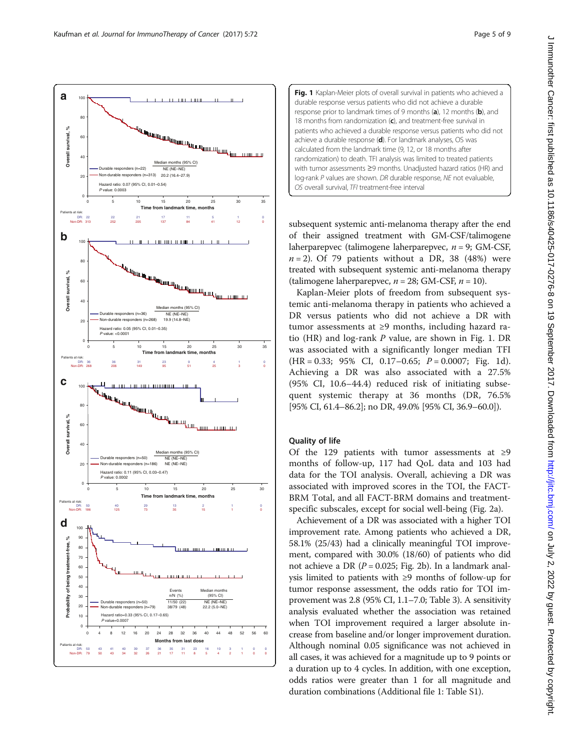**Fig. 1** Kaplan-Meier plots of overall survival in patients who achieved a durable response versus patients who did not achieve a durable response prior to landmark times of 9 months (**a**), 12 months (**b**), and 18 months from randomization (**c**), and treatment-free survival in patients who achieved a durable response versus patients who did not achieve a durable response (**d**). For landmark analyses, OS was calculated from the landmark time (9, 12, or 18 months after randomization) to death. TFI analysis was limited to treated patients with tumor assessments ≥9 months. Unadjusted hazard ratios (HR) and log-rank *P* values are shown. *DR* durable response, *NE* not evaluable, *OS* overall survival, *TFI* treatment-free interval

subsequent systemic anti-melanoma therapy after the end of their assigned treatment with GM-CSF/talimogene laherparepvec (talimogene laherparepvec, *n* = 9; GM-CSF, *n* = 2). Of 79 patients without a DR, 38 (48%) were treated with subsequent systemic anti-melanoma therapy (talimogene laherparepvec, *n* = 28; GM-CSF, *n* = 10).

Kaplan-Meier plots of freedom from subsequent systemic anti-melanoma therapy in patients who achieved a DR versus patients who did not achieve a DR with tumor assessments at ≥9 months, including hazard ratio (HR) and log-rank *P* value, are shown in Fig. 1. DR was associated with a significantly longer median TFI (HR = 0.33; 95% CI, 0.17–0.65; *P* = 0.0007; Fig. 1d). Achieving a DR was also associated with a 27.5% (95% CI, 10.6–44.4) reduced risk of initiating subsequent systemic therapy at 36 months (DR, 76.5% [95% CI, 61.4–86.2]; no DR, 49.0% [95% CI, 36.9–60.0]).

### Quality of life

Of the 129 patients with tumor assessments at ≥9 months of follow-up, 117 had QoL data and 103 had data for the TOI analysis. Overall, achieving a DR was associated with improved scores in the TOI, the FACT-BRM Total, and all FACT-BRM domains and treatment-specific subscales, except for social well-being (Fig. 2a).

Achievement of a DR was associated with a higher TOI improvement rate. Among patients who achieved a DR, 58.1% (25/43) had a clinically meaningful TOI improvement, compared with 30.0% (18/60) of patients who did not achieve a DR (*P* = 0.025; Fig. 2b). In a landmark analysis limited to patients with ≥9 months of follow-up for tumor response assessment, the odds ratio for TOI improvement was 2.8 (95% CI, 1.1–7.0; Table 3). A sensitivity analysis evaluated whether the association was retained when TOI improvement required a larger absolute increase from baseline and/or longer improvement duration. Although nominal 0.05 significance was not achieved in all cases, it was achieved for a magnitude up to 9 points or a duration up to 4 cycles. In addition, with one exception, odds ratios were greater than 1 for all magnitude and duration combinations (Additional file 1: Table S1).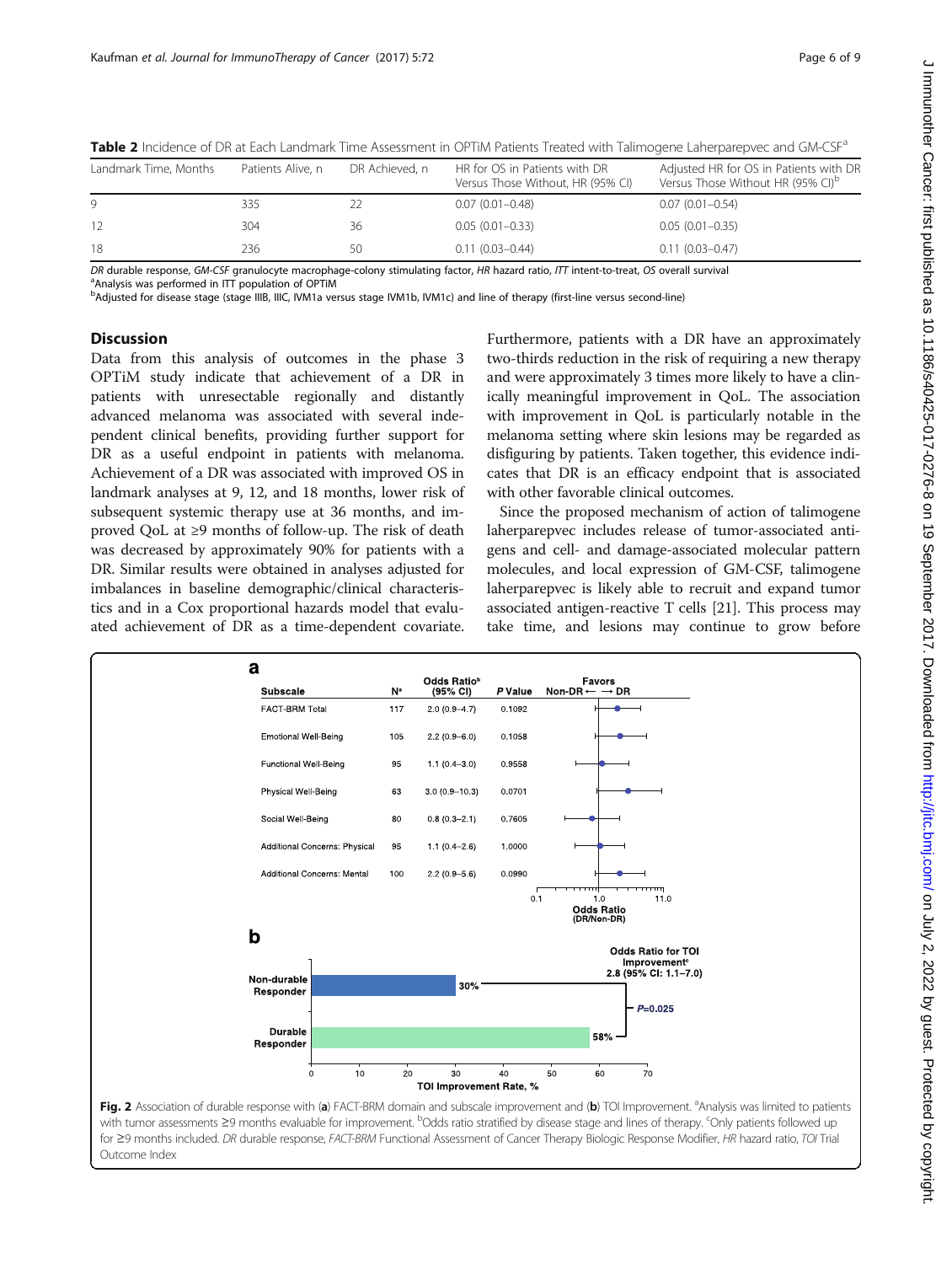**Table 2** Incidence of DR at Each Landmark Time Assessment in OPTiM Patients Treated with Talimogene Laherparepvec and GM-CSF[a]

| Landmark Time, Months | Patients Alive, n | DR Achieved, n | HR for OS in Patients with DR Versus Those Without, HR (95% CI) | Adjusted HR for OS in Patients with DR Versus Those Without HR (95% CI)[b] |
|---|---|---|---|---|
| 9 | 335 | 22 | 0.07 (0.01–0.48) | 0.07 (0.01–0.54) |
| 12 | 304 | 36 | 0.05 (0.01–0.33) | 0.05 (0.01–0.35) |
| 18 | 236 | 50 | 0.11 (0.03–0.44) | 0.11 (0.03–0.47) |

*DR* durable response, *GM-CSF* granulocyte macrophage-colony stimulating factor, *HR* hazard ratio, *ITT* intent-to-treat, *OS* overall survival
[a]Analysis was performed in ITT population of OPTiM
[b]Adjusted for disease stage (stage IIIB, IIIC, IVM1a versus stage IVM1b, IVM1c) and line of therapy (first-line versus second-line)

## Discussion

Data from this analysis of outcomes in the phase 3 OPTiM study indicate that achievement of a DR in patients with unresectable regionally and distantly advanced melanoma was associated with several independent clinical benefits, providing further support for DR as a useful endpoint in patients with melanoma. Achievement of a DR was associated with improved OS in landmark analyses at 9, 12, and 18 months, lower risk of subsequent systemic therapy use at 36 months, and improved QoL at ≥9 months of follow-up. The risk of death was decreased by approximately 90% for patients with a DR. Similar results were obtained in analyses adjusted for imbalances in baseline demographic/clinical characteristics and in a Cox proportional hazards model that evaluated achievement of DR as a time-dependent covariate. Furthermore, patients with a DR have an approximately two-thirds reduction in the risk of requiring a new therapy and were approximately 3 times more likely to have a clinically meaningful improvement in QoL. The association with improvement in QoL is particularly notable in the melanoma setting where skin lesions may be regarded as disfiguring by patients. Taken together, this evidence indicates that DR is an efficacy endpoint that is associated with other favorable clinical outcomes.

Since the proposed mechanism of action of talimogene laherparepvec includes release of tumor-associated antigens and cell- and damage-associated molecular pattern molecules, and local expression of GM-CSF, talimogene laherparepvec is likely able to recruit and expand tumor associated antigen-reactive T cells [21]. This process may take time, and lesions may continue to grow before

**Fig. 2** Association of durable response with (**a**) FACT-BRM domain and subscale improvement and (**b**) TOI Improvement. [a]Analysis was limited to patients with tumor assessments ≥9 months evaluable for improvement. [b]Odds ratio stratified by disease stage and lines of therapy. [c]Only patients followed up for ≥9 months included. *DR* durable response, *FACT-BRM* Functional Assessment of Cancer Therapy Biologic Response Modifier, *HR* hazard ratio, *TOI* Trial Outcome Index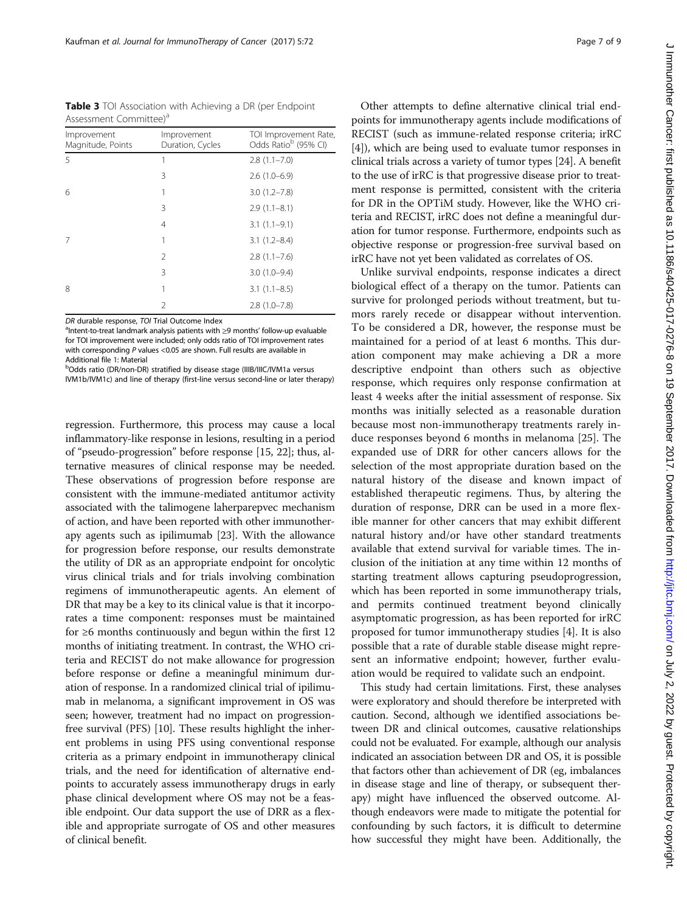**Table 3** TOI Association with Achieving a DR (per Endpoint Assessment Committee)[a]

| Improvement Magnitude, Points | Improvement Duration, Cycles | TOI Improvement Rate, Odds Ratio[b] (95% CI) |
|---|---|---|
| 5 | 1 | 2.8 (1.1–7.0) |
| | 3 | 2.6 (1.0–6.9) |
| 6 | 1 | 3.0 (1.2–7.8) |
| | 3 | 2.9 (1.1–8.1) |
| | 4 | 3.1 (1.1–9.1) |
| 7 | 1 | 3.1 (1.2–8.4) |
| | 2 | 2.8 (1.1–7.6) |
| | 3 | 3.0 (1.0–9.4) |
| 8 | 1 | 3.1 (1.1–8.5) |
| | 2 | 2.8 (1.0–7.8) |

*DR* durable response, *TOI* Trial Outcome Index

[a]Intent-to-treat landmark analysis patients with ≥9 months' follow-up evaluable for TOI improvement were included; only odds ratio of TOI improvement rates with corresponding *P* values <0.05 are shown. Full results are available in Additional file 1: Material

[b]Odds ratio (DR/non-DR) stratified by disease stage (IIIB/IIIC/IVM1a versus IVM1b/IVM1c) and line of therapy (first-line versus second-line or later therapy)

regression. Furthermore, this process may cause a local inflammatory-like response in lesions, resulting in a period of "pseudo-progression" before response [15, 22]; thus, alternative measures of clinical response may be needed. These observations of progression before response are consistent with the immune-mediated antitumor activity associated with the talimogene laherparepvec mechanism of action, and have been reported with other immunotherapy agents such as ipilimumab [23]. With the allowance for progression before response, our results demonstrate the utility of DR as an appropriate endpoint for oncolytic virus clinical trials and for trials involving combination regimens of immunotherapeutic agents. An element of DR that may be a key to its clinical value is that it incorporates a time component: responses must be maintained for ≥6 months continuously and begun within the first 12 months of initiating treatment. In contrast, the WHO criteria and RECIST do not make allowance for progression before response or define a meaningful minimum duration of response. In a randomized clinical trial of ipilimumab in melanoma, a significant improvement in OS was seen; however, treatment had no impact on progression-free survival (PFS) [10]. These results highlight the inherent problems in using PFS using conventional response criteria as a primary endpoint in immunotherapy clinical trials, and the need for identification of alternative endpoints to accurately assess immunotherapy drugs in early phase clinical development where OS may not be a feasible endpoint. Our data support the use of DRR as a flexible and appropriate surrogate of OS and other measures of clinical benefit.

Other attempts to define alternative clinical trial endpoints for immunotherapy agents include modifications of RECIST (such as immune-related response criteria; irRC [4]), which are being used to evaluate tumor responses in clinical trials across a variety of tumor types [24]. A benefit to the use of irRC is that progressive disease prior to treatment response is permitted, consistent with the criteria for DR in the OPTiM study. However, like the WHO criteria and RECIST, irRC does not define a meaningful duration for tumor response. Furthermore, endpoints such as objective response or progression-free survival based on irRC have not yet been validated as correlates of OS.

Unlike survival endpoints, response indicates a direct biological effect of a therapy on the tumor. Patients can survive for prolonged periods without treatment, but tumors rarely recede or disappear without intervention. To be considered a DR, however, the response must be maintained for a period of at least 6 months. This duration component may make achieving a DR a more descriptive endpoint than others such as objective response, which requires only response confirmation at least 4 weeks after the initial assessment of response. Six months was initially selected as a reasonable duration because most non-immunotherapy treatments rarely induce responses beyond 6 months in melanoma [25]. The expanded use of DRR for other cancers allows for the selection of the most appropriate duration based on the natural history of the disease and known impact of established therapeutic regimens. Thus, by altering the duration of response, DRR can be used in a more flexible manner for other cancers that may exhibit different natural history and/or have other standard treatments available that extend survival for variable times. The inclusion of the initiation at any time within 12 months of starting treatment allows capturing pseudoprogression, which has been reported in some immunotherapy trials, and permits continued treatment beyond clinically asymptomatic progression, as has been reported for irRC proposed for tumor immunotherapy studies [4]. It is also possible that a rate of durable stable disease might represent an informative endpoint; however, further evaluation would be required to validate such an endpoint.

This study had certain limitations. First, these analyses were exploratory and should therefore be interpreted with caution. Second, although we identified associations between DR and clinical outcomes, causative relationships could not be evaluated. For example, although our analysis indicated an association between DR and OS, it is possible that factors other than achievement of DR (eg, imbalances in disease stage and line of therapy, or subsequent therapy) might have influenced the observed outcome. Although endeavors were made to mitigate the potential for confounding by such factors, it is difficult to determine how successful they might have been. Additionally, the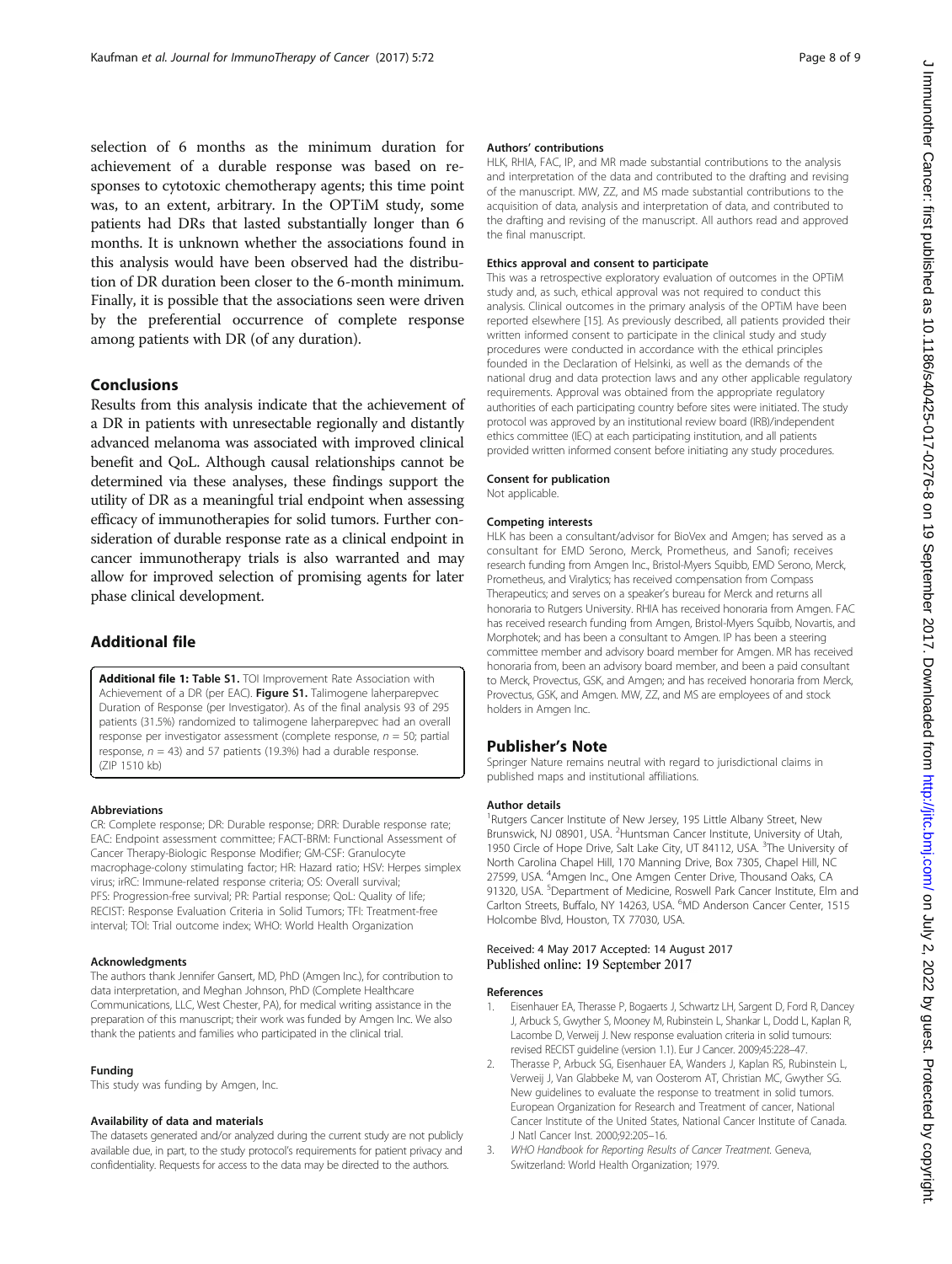selection of 6 months as the minimum duration for achievement of a durable response was based on responses to cytotoxic chemotherapy agents; this time point was, to an extent, arbitrary. In the OPTiM study, some patients had DRs that lasted substantially longer than 6 months. It is unknown whether the associations found in this analysis would have been observed had the distribution of DR duration been closer to the 6-month minimum. Finally, it is possible that the associations seen were driven by the preferential occurrence of complete response among patients with DR (of any duration).

## Conclusions

Results from this analysis indicate that the achievement of a DR in patients with unresectable regionally and distantly advanced melanoma was associated with improved clinical benefit and QoL. Although causal relationships cannot be determined via these analyses, these findings support the utility of DR as a meaningful trial endpoint when assessing efficacy of immunotherapies for solid tumors. Further consideration of durable response rate as a clinical endpoint in cancer immunotherapy trials is also warranted and may allow for improved selection of promising agents for later phase clinical development.

## Additional file

**Additional file 1: Table S1.** TOI Improvement Rate Association with Achievement of a DR (per EAC). **Figure S1.** Talimogene laherparepvec Duration of Response (per Investigator). As of the final analysis 93 of 295 patients (31.5%) randomized to talimogene laherparepvec had an overall response per investigator assessment (complete response, $n = 50$; partial response, $n = 43$) and 57 patients (19.3%) had a durable response. (ZIP 1510 kb)

#### Abbreviations

CR: Complete response; DR: Durable response; DRR: Durable response rate; EAC: Endpoint assessment committee; FACT-BRM: Functional Assessment of Cancer Therapy-Biologic Response Modifier; GM-CSF: Granulocyte macrophage-colony stimulating factor; HR: Hazard ratio; HSV: Herpes simplex virus; irRC: Immune-related response criteria; OS: Overall survival; PFS: Progression-free survival; PR: Partial response; QoL: Quality of life; RECIST: Response Evaluation Criteria in Solid Tumors; TFI: Treatment-free interval; TOI: Trial outcome index; WHO: World Health Organization

#### Acknowledgments

The authors thank Jennifer Gansert, MD, PhD (Amgen Inc.), for contribution to data interpretation, and Meghan Johnson, PhD (Complete Healthcare Communications, LLC, West Chester, PA), for medical writing assistance in the preparation of this manuscript; their work was funded by Amgen Inc. We also thank the patients and families who participated in the clinical trial.

#### Funding

This study was funding by Amgen, Inc.

#### Availability of data and materials

The datasets generated and/or analyzed during the current study are not publicly available due, in part, to the study protocol's requirements for patient privacy and confidentiality. Requests for access to the data may be directed to the authors.

#### Authors' contributions

HLK, RHIA, FAC, IP, and MR made substantial contributions to the analysis and interpretation of the data and contributed to the drafting and revising of the manuscript. MW, ZZ, and MS made substantial contributions to the acquisition of data, analysis and interpretation of data, and contributed to the drafting and revising of the manuscript. All authors read and approved the final manuscript.

#### Ethics approval and consent to participate

This was a retrospective exploratory evaluation of outcomes in the OPTiM study and, as such, ethical approval was not required to conduct this analysis. Clinical outcomes in the primary analysis of the OPTiM have been reported elsewhere [15]. As previously described, all patients provided their written informed consent to participate in the clinical study and study procedures were conducted in accordance with the ethical principles founded in the Declaration of Helsinki, as well as the demands of the national drug and data protection laws and any other applicable regulatory requirements. Approval was obtained from the appropriate regulatory authorities of each participating country before sites were initiated. The study protocol was approved by an institutional review board (IRB)/independent ethics committee (IEC) at each participating institution, and all patients provided written informed consent before initiating any study procedures.

#### Consent for publication

Not applicable.

#### Competing interests

HLK has been a consultant/advisor for BioVex and Amgen; has served as a consultant for EMD Serono, Merck, Prometheus, and Sanofi; receives research funding from Amgen Inc., Bristol-Myers Squibb, EMD Serono, Merck, Prometheus, and Viralytics; has received compensation from Compass Therapeutics; and serves on a speaker's bureau for Merck and returns all honoraria to Rutgers University. RHIA has received honoraria from Amgen. FAC has received research funding from Amgen, Bristol-Myers Squibb, Novartis, and Morphotek; and has been a consultant to Amgen. IP has been a steering committee member and advisory board member for Amgen. MR has received honoraria from, been an advisory board member, and been a paid consultant to Merck, Provectus, GSK, and Amgen; and has received honoraria from Merck, Provectus, GSK, and Amgen. MW, ZZ, and MS are employees of and stock holders in Amgen Inc.

## Publisher's Note

Springer Nature remains neutral with regard to jurisdictional claims in published maps and institutional affiliations.

#### Author details

[1]Rutgers Cancer Institute of New Jersey, 195 Little Albany Street, New Brunswick, NJ 08901, USA. [2]Huntsman Cancer Institute, University of Utah, 1950 Circle of Hope Drive, Salt Lake City, UT 84112, USA. [3]The University of North Carolina Chapel Hill, 170 Manning Drive, Box 7305, Chapel Hill, NC 27599, USA. [4]Amgen Inc., One Amgen Center Drive, Thousand Oaks, CA 91320, USA. [5]Department of Medicine, Roswell Park Cancer Institute, Elm and Carlton Streets, Buffalo, NY 14263, USA. [6]MD Anderson Cancer Center, 1515 Holcombe Blvd, Houston, TX 77030, USA.

Received: 4 May 2017 Accepted: 14 August 2017
Published online: 19 September 2017

#### References

1. Eisenhauer EA, Therasse P, Bogaerts J, Schwartz LH, Sargent D, Ford R, Dancey J, Arbuck S, Gwyther S, Mooney M, Rubinstein L, Shankar L, Dodd L, Kaplan R, Lacombe D, Verweij J. New response evaluation criteria in solid tumours: revised RECIST guideline (version 1.1). Eur J Cancer. 2009;45:228–47.
2. Therasse P, Arbuck SG, Eisenhauer EA, Wanders J, Kaplan RS, Rubinstein L, Verweij J, Van Glabbeke M, van Oosterom AT, Christian MC, Gwyther SG. New guidelines to evaluate the response to treatment in solid tumors. European Organization for Research and Treatment of cancer, National Cancer Institute of the United States, National Cancer Institute of Canada. J Natl Cancer Inst. 2000;92:205–16.
3. *WHO Handbook for Reporting Results of Cancer Treatment*. Geneva, Switzerland: World Health Organization; 1979.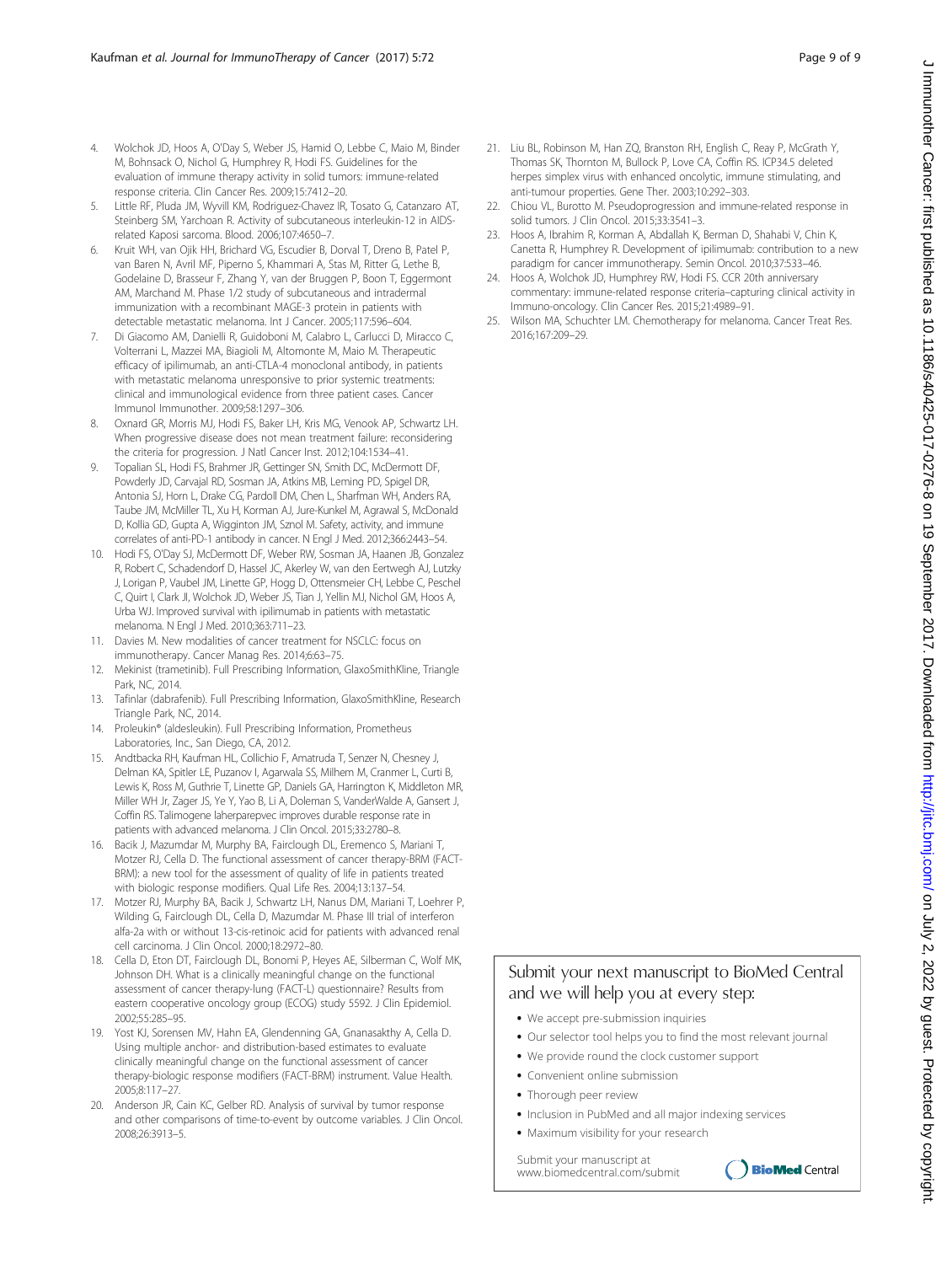4. Wolchok JD, Hoos A, O'Day S, Weber JS, Hamid O, Lebbe C, Maio M, Binder M, Bohnsack O, Nichol G, Humphrey R, Hodi FS. Guidelines for the evaluation of immune therapy activity in solid tumors: immune-related response criteria. Clin Cancer Res. 2009;15:7412–20.
5. Little RF, Pluda JM, Wyvill KM, Rodriguez-Chavez IR, Tosato G, Catanzaro AT, Steinberg SM, Yarchoan R. Activity of subcutaneous interleukin-12 in AIDS-related Kaposi sarcoma. Blood. 2006;107:4650–7.
6. Kruit WH, van Ojik HH, Brichard VG, Escudier B, Dorval T, Dreno B, Patel P, van Baren N, Avril MF, Piperno S, Khammari A, Stas M, Ritter G, Lethe B, Godelaine D, Brasseur F, Zhang Y, van der Bruggen P, Boon T, Eggermont AM, Marchand M. Phase 1/2 study of subcutaneous and intradermal immunization with a recombinant MAGE-3 protein in patients with detectable metastatic melanoma. Int J Cancer. 2005;117:596–604.
7. Di Giacomo AM, Danielli R, Guidoboni M, Calabro L, Carlucci D, Miracco C, Volterrani L, Mazzei MA, Biagioli M, Altomonte M, Maio M. Therapeutic efficacy of ipilimumab, an anti-CTLA-4 monoclonal antibody, in patients with metastatic melanoma unresponsive to prior systemic treatments: clinical and immunological evidence from three patient cases. Cancer Immunol Immunother. 2009;58:1297–306.
8. Oxnard GR, Morris MJ, Hodi FS, Baker LH, Kris MG, Venook AP, Schwartz LH. When progressive disease does not mean treatment failure: reconsidering the criteria for progression. J Natl Cancer Inst. 2012;104:1534–41.
9. Topalian SL, Hodi FS, Brahmer JR, Gettinger SN, Smith DC, McDermott DF, Powderly JD, Carvajal RD, Sosman JA, Atkins MB, Leming PD, Spigel DR, Antonia SJ, Horn L, Drake CG, Pardoll DM, Chen L, Sharfman WH, Anders RA, Taube JM, McMiller TL, Xu H, Korman AJ, Jure-Kunkel M, Agrawal S, McDonald D, Kollia GD, Gupta A, Wigginton JM, Sznol M. Safety, activity, and immune correlates of anti-PD-1 antibody in cancer. N Engl J Med. 2012;366:2443–54.
10. Hodi FS, O'Day SJ, McDermott DF, Weber RW, Sosman JA, Haanen JB, Gonzalez R, Robert C, Schadendorf D, Hassel JC, Akerley W, van den Eertwegh AJ, Lutzky J, Lorigan P, Vaubel JM, Linette GP, Hogg D, Ottensmeier CH, Lebbe C, Peschel C, Quirt I, Clark JI, Wolchok JD, Weber JS, Tian J, Yellin MJ, Nichol GM, Hoos A, Urba WJ. Improved survival with ipilimumab in patients with metastatic melanoma. N Engl J Med. 2010;363:711–23.
11. Davies M. New modalities of cancer treatment for NSCLC: focus on immunotherapy. Cancer Manag Res. 2014;6:63–75.
12. Mekinist (trametinib). Full Prescribing Information, GlaxoSmithKline, Triangle Park, NC, 2014.
13. Tafinlar (dabrafenib). Full Prescribing Information, GlaxoSmithKline, Research Triangle Park, NC, 2014.
14. Proleukin® (aldesleukin). Full Prescribing Information, Prometheus Laboratories, Inc., San Diego, CA, 2012.
15. Andtbacka RH, Kaufman HL, Collichio F, Amatruda T, Senzer N, Chesney J, Delman KA, Spitler LE, Puzanov I, Agarwala SS, Milhem M, Cranmer L, Curti B, Lewis K, Ross M, Guthrie T, Linette GP, Daniels GA, Harrington K, Middleton MR, Miller WH Jr, Zager JS, Ye Y, Yao B, Li A, Doleman S, VanderWalde A, Gansert J, Coffin RS. Talimogene laherparepvec improves durable response rate in patients with advanced melanoma. J Clin Oncol. 2015;33:2780–8.
16. Bacik J, Mazumdar M, Murphy BA, Fairclough DL, Eremenco S, Mariani T, Motzer RJ, Cella D. The functional assessment of cancer therapy-BRM (FACT-BRM): a new tool for the assessment of quality of life in patients treated with biologic response modifiers. Qual Life Res. 2004;13:137–54.
17. Motzer RJ, Murphy BA, Bacik J, Schwartz LH, Nanus DM, Mariani T, Loehrer P, Wilding G, Fairclough DL, Cella D, Mazumdar M. Phase III trial of interferon alfa-2a with or without 13-cis-retinoic acid for patients with advanced renal cell carcinoma. J Clin Oncol. 2000;18:2972–80.
18. Cella D, Eton DT, Fairclough DL, Bonomi P, Heyes AE, Silberman C, Wolf MK, Johnson DH. What is a clinically meaningful change on the functional assessment of cancer therapy-lung (FACT-L) questionnaire? Results from eastern cooperative oncology group (ECOG) study 5592. J Clin Epidemiol. 2002;55:285–95.
19. Yost KJ, Sorensen MV, Hahn EA, Glendenning GA, Gnanasakthy A, Cella D. Using multiple anchor- and distribution-based estimates to evaluate clinically meaningful change on the functional assessment of cancer therapy-biologic response modifiers (FACT-BRM) instrument. Value Health. 2005;8:117–27.
20. Anderson JR, Cain KC, Gelber RD. Analysis of survival by tumor response and other comparisons of time-to-event by outcome variables. J Clin Oncol. 2008;26:3913–5.
21. Liu BL, Robinson M, Han ZQ, Branston RH, English C, Reay P, McGrath Y, Thomas SK, Thornton M, Bullock P, Love CA, Coffin RS. ICP34.5 deleted herpes simplex virus with enhanced oncolytic, immune stimulating, and anti-tumour properties. Gene Ther. 2003;10:292–303.
22. Chiou VL, Burotto M. Pseudoprogression and immune-related response in solid tumors. J Clin Oncol. 2015;33:3541–3.
23. Hoos A, Ibrahim R, Korman A, Abdallah K, Berman D, Shahabi V, Chin K, Canetta R, Humphrey R. Development of ipilimumab: contribution to a new paradigm for cancer immunotherapy. Semin Oncol. 2010;37:533–46.
24. Hoos A, Wolchok JD, Humphrey RW, Hodi FS. CCR 20th anniversary commentary: immune-related response criteria–capturing clinical activity in Immuno-oncology. Clin Cancer Res. 2015;21:4989–91.
25. Wilson MA, Schuchter LM. Chemotherapy for melanoma. Cancer Treat Res. 2016;167:209–29.